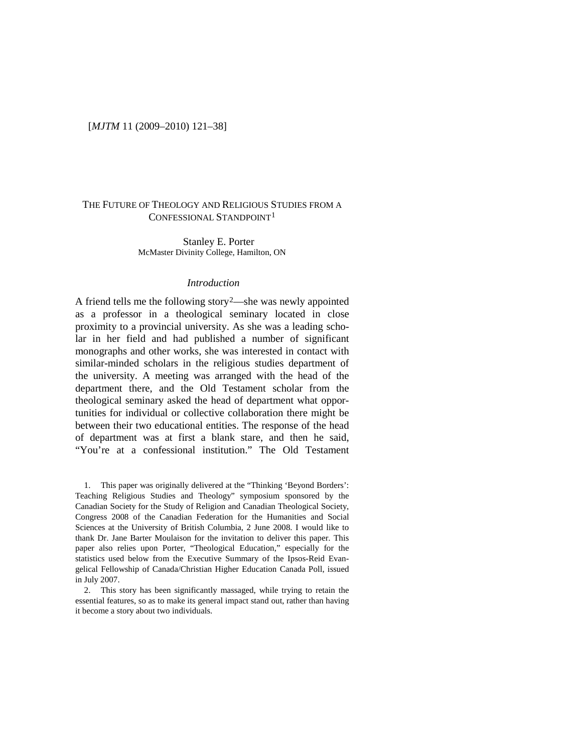# THE FUTURE OF THEOLOGY AND RELIGIOUS STUDIES FROM A CONFESSIONAL STANDPOINT[1]

Stanley E. Porter
McMaster Divinity College, Hamilton, ON

## *Introduction*

A friend tells me the following story[2]—she was newly appointed as a professor in a theological seminary located in close proximity to a provincial university. As she was a leading scholar in her field and had published a number of significant monographs and other works, she was interested in contact with similar-minded scholars in the religious studies department of the university. A meeting was arranged with the head of the department there, and the Old Testament scholar from the theological seminary asked the head of department what opportunities for individual or collective collaboration there might be between their two educational entities. The response of the head of department was at first a blank stare, and then he said, "You're at a confessional institution." The Old Testament

1. This paper was originally delivered at the "Thinking 'Beyond Borders': Teaching Religious Studies and Theology" symposium sponsored by the Canadian Society for the Study of Religion and Canadian Theological Society, Congress 2008 of the Canadian Federation for the Humanities and Social Sciences at the University of British Columbia, 2 June 2008. I would like to thank Dr. Jane Barter Moulaison for the invitation to deliver this paper. This paper also relies upon Porter, "Theological Education," especially for the statistics used below from the Executive Summary of the Ipsos-Reid Evangelical Fellowship of Canada/Christian Higher Education Canada Poll, issued in July 2007.

2. This story has been significantly massaged, while trying to retain the essential features, so as to make its general impact stand out, rather than having it become a story about two individuals.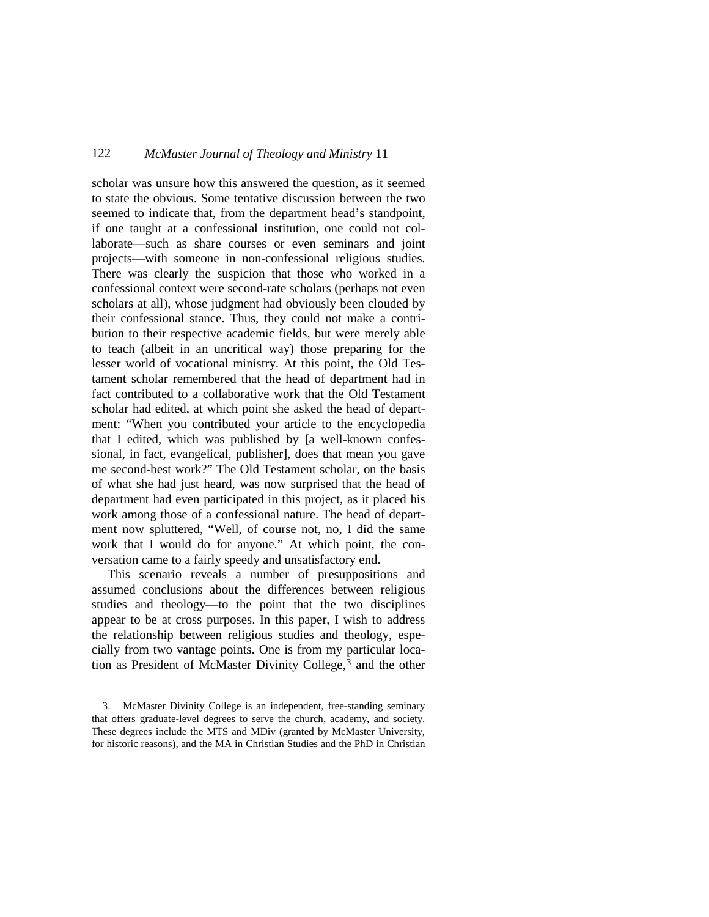scholar was unsure how this answered the question, as it seemed to state the obvious. Some tentative discussion between the two seemed to indicate that, from the department head's standpoint, if one taught at a confessional institution, one could not collaborate—such as share courses or even seminars and joint projects—with someone in non-confessional religious studies. There was clearly the suspicion that those who worked in a confessional context were second-rate scholars (perhaps not even scholars at all), whose judgment had obviously been clouded by their confessional stance. Thus, they could not make a contribution to their respective academic fields, but were merely able to teach (albeit in an uncritical way) those preparing for the lesser world of vocational ministry. At this point, the Old Testament scholar remembered that the head of department had in fact contributed to a collaborative work that the Old Testament scholar had edited, at which point she asked the head of department: "When you contributed your article to the encyclopedia that I edited, which was published by [a well-known confessional, in fact, evangelical, publisher], does that mean you gave me second-best work?" The Old Testament scholar, on the basis of what she had just heard, was now surprised that the head of department had even participated in this project, as it placed his work among those of a confessional nature. The head of department now spluttered, "Well, of course not, no, I did the same work that I would do for anyone." At which point, the conversation came to a fairly speedy and unsatisfactory end.

This scenario reveals a number of presuppositions and assumed conclusions about the differences between religious studies and theology—to the point that the two disciplines appear to be at cross purposes. In this paper, I wish to address the relationship between religious studies and theology, especially from two vantage points. One is from my particular location as President of McMaster Divinity College,[3] and the other

3. McMaster Divinity College is an independent, free-standing seminary that offers graduate-level degrees to serve the church, academy, and society. These degrees include the MTS and MDiv (granted by McMaster University, for historic reasons), and the MA in Christian Studies and the PhD in Christian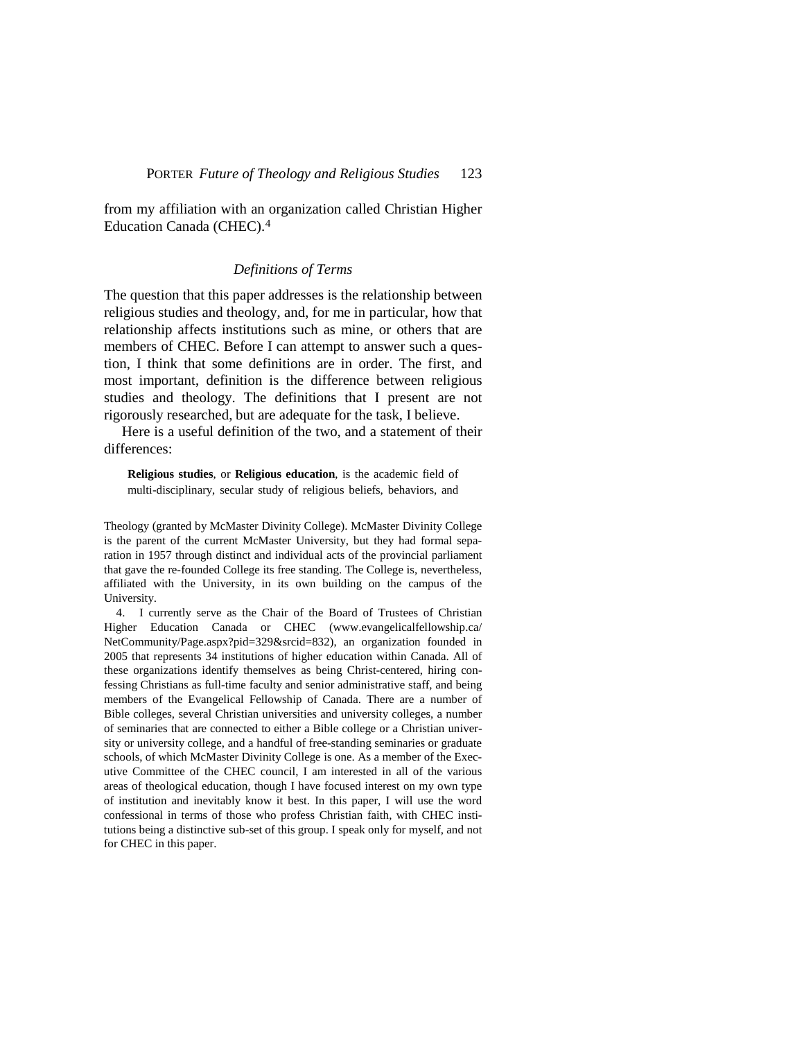from my affiliation with an organization called Christian Higher Education Canada (CHEC).[4]

### *Definitions of Terms*

The question that this paper addresses is the relationship between religious studies and theology, and, for me in particular, how that relationship affects institutions such as mine, or others that are members of CHEC. Before I can attempt to answer such a question, I think that some definitions are in order. The first, and most important, definition is the difference between religious studies and theology. The definitions that I present are not rigorously researched, but are adequate for the task, I believe.

Here is a useful definition of the two, and a statement of their differences:

> **Religious studies**, or **Religious education**, is the academic field of multi-disciplinary, secular study of religious beliefs, behaviors, and

---

Theology (granted by McMaster Divinity College). McMaster Divinity College is the parent of the current McMaster University, but they had formal separation in 1957 through distinct and individual acts of the provincial parliament that gave the re-founded College its free standing. The College is, nevertheless, affiliated with the University, in its own building on the campus of the University.

4. I currently serve as the Chair of the Board of Trustees of Christian Higher Education Canada or CHEC (www.evangelicalfellowship.ca/NetCommunity/Page.aspx?pid=329&srcid=832), an organization founded in 2005 that represents 34 institutions of higher education within Canada. All of these organizations identify themselves as being Christ-centered, hiring confessing Christians as full-time faculty and senior administrative staff, and being members of the Evangelical Fellowship of Canada. There are a number of Bible colleges, several Christian universities and university colleges, a number of seminaries that are connected to either a Bible college or a Christian university or university college, and a handful of free-standing seminaries or graduate schools, of which McMaster Divinity College is one. As a member of the Executive Committee of the CHEC council, I am interested in all of the various areas of theological education, though I have focused interest on my own type of institution and inevitably know it best. In this paper, I will use the word confessional in terms of those who profess Christian faith, with CHEC institutions being a distinctive sub-set of this group. I speak only for myself, and not for CHEC in this paper.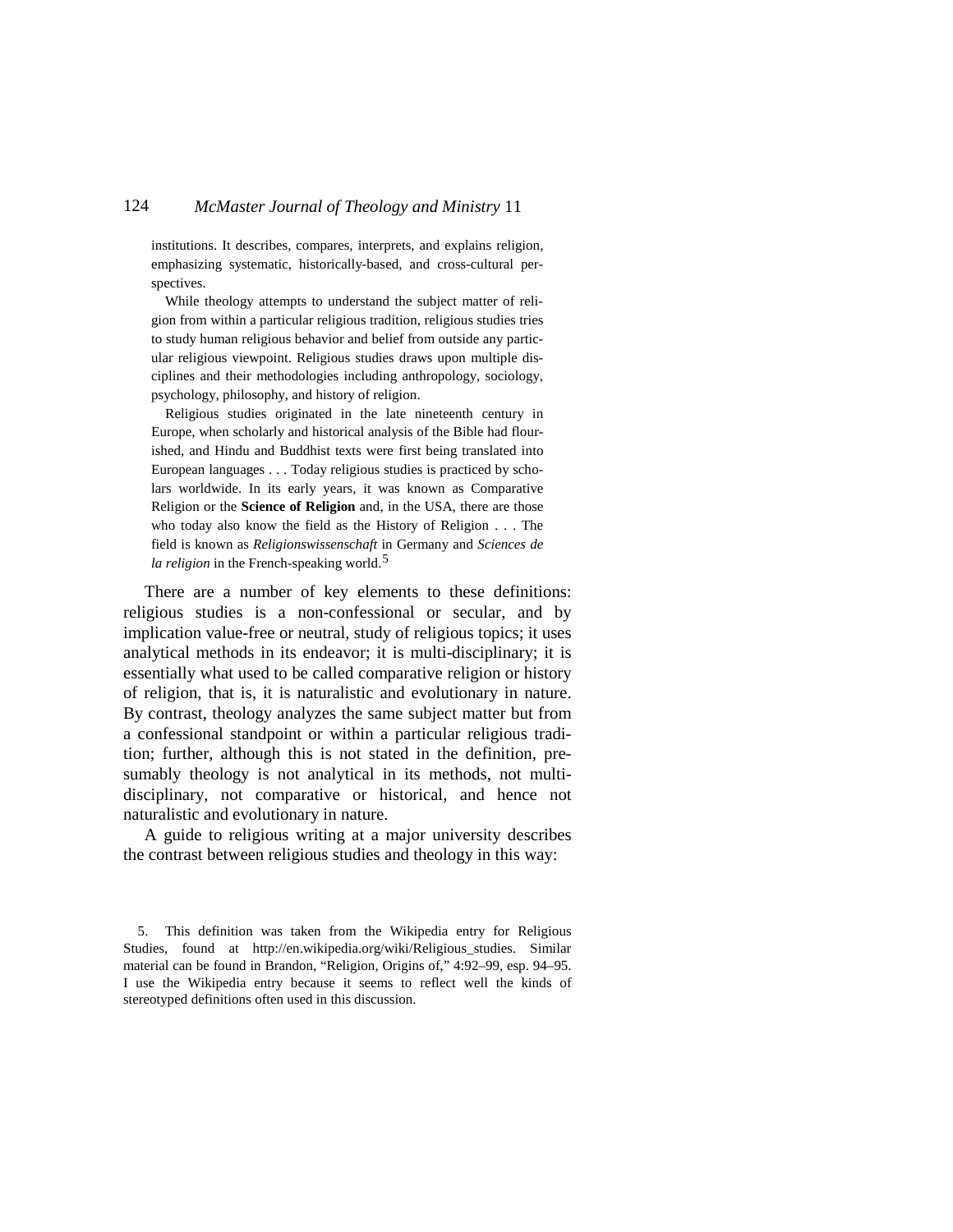> institutions. It describes, compares, interprets, and explains religion, emphasizing systematic, historically-based, and cross-cultural perspectives.
>
> While theology attempts to understand the subject matter of religion from within a particular religious tradition, religious studies tries to study human religious behavior and belief from outside any particular religious viewpoint. Religious studies draws upon multiple disciplines and their methodologies including anthropology, sociology, psychology, philosophy, and history of religion.
>
> Religious studies originated in the late nineteenth century in Europe, when scholarly and historical analysis of the Bible had flourished, and Hindu and Buddhist texts were first being translated into European languages . . . Today religious studies is practiced by scholars worldwide. In its early years, it was known as Comparative Religion or the **Science of Religion** and, in the USA, there are those who today also know the field as the History of Religion . . . The field is known as *Religionswissenschaft* in Germany and *Sciences de la religion* in the French-speaking world.[5]

There are a number of key elements to these definitions: religious studies is a non-confessional or secular, and by implication value-free or neutral, study of religious topics; it uses analytical methods in its endeavor; it is multi-disciplinary; it is essentially what used to be called comparative religion or history of religion, that is, it is naturalistic and evolutionary in nature. By contrast, theology analyzes the same subject matter but from a confessional standpoint or within a particular religious tradition; further, although this is not stated in the definition, presumably theology is not analytical in its methods, not multi-disciplinary, not comparative or historical, and hence not naturalistic and evolutionary in nature.

A guide to religious writing at a major university describes the contrast between religious studies and theology in this way:

5. This definition was taken from the Wikipedia entry for Religious Studies, found at http://en.wikipedia.org/wiki/Religious_studies. Similar material can be found in Brandon, "Religion, Origins of," 4:92–99, esp. 94–95. I use the Wikipedia entry because it seems to reflect well the kinds of stereotyped definitions often used in this discussion.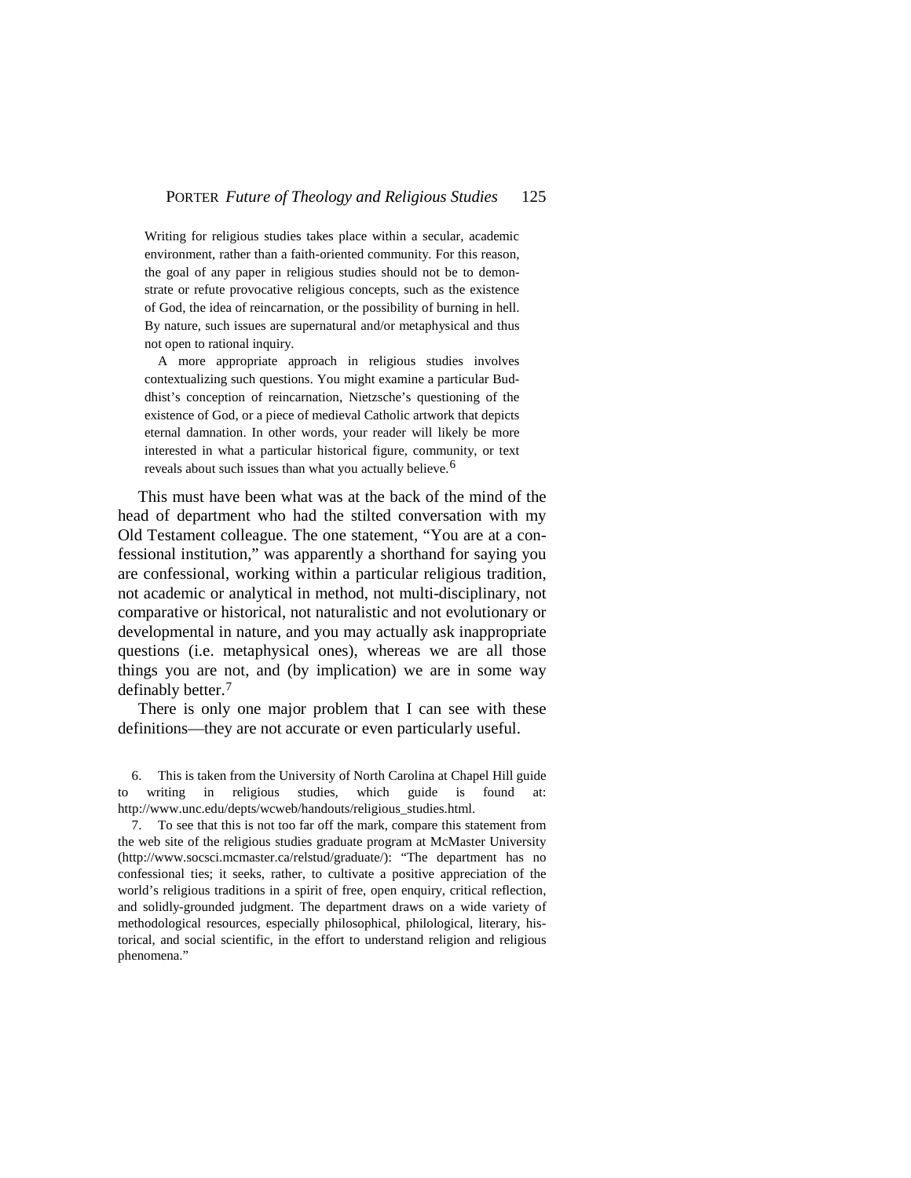> Writing for religious studies takes place within a secular, academic environment, rather than a faith-oriented community. For this reason, the goal of any paper in religious studies should not be to demonstrate or refute provocative religious concepts, such as the existence of God, the idea of reincarnation, or the possibility of burning in hell. By nature, such issues are supernatural and/or metaphysical and thus not open to rational inquiry.
>
> A more appropriate approach in religious studies involves contextualizing such questions. You might examine a particular Buddhist's conception of reincarnation, Nietzsche's questioning of the existence of God, or a piece of medieval Catholic artwork that depicts eternal damnation. In other words, your reader will likely be more interested in what a particular historical figure, community, or text reveals about such issues than what you actually believe.[6]

This must have been what was at the back of the mind of the head of department who had the stilted conversation with my Old Testament colleague. The one statement, "You are at a confessional institution," was apparently a shorthand for saying you are confessional, working within a particular religious tradition, not academic or analytical in method, not multi-disciplinary, not comparative or historical, not naturalistic and not evolutionary or developmental in nature, and you may actually ask inappropriate questions (i.e. metaphysical ones), whereas we are all those things you are not, and (by implication) we are in some way definably better.[7]

There is only one major problem that I can see with these definitions—they are not accurate or even particularly useful.

6. This is taken from the University of North Carolina at Chapel Hill guide to writing in religious studies, which guide is found at: http://www.unc.edu/depts/wcweb/handouts/religious_studies.html.

7. To see that this is not too far off the mark, compare this statement from the web site of the religious studies graduate program at McMaster University (http://www.socsci.mcmaster.ca/relstud/graduate/): "The department has no confessional ties; it seeks, rather, to cultivate a positive appreciation of the world's religious traditions in a spirit of free, open enquiry, critical reflection, and solidly-grounded judgment. The department draws on a wide variety of methodological resources, especially philosophical, philological, literary, historical, and social scientific, in the effort to understand religion and religious phenomena."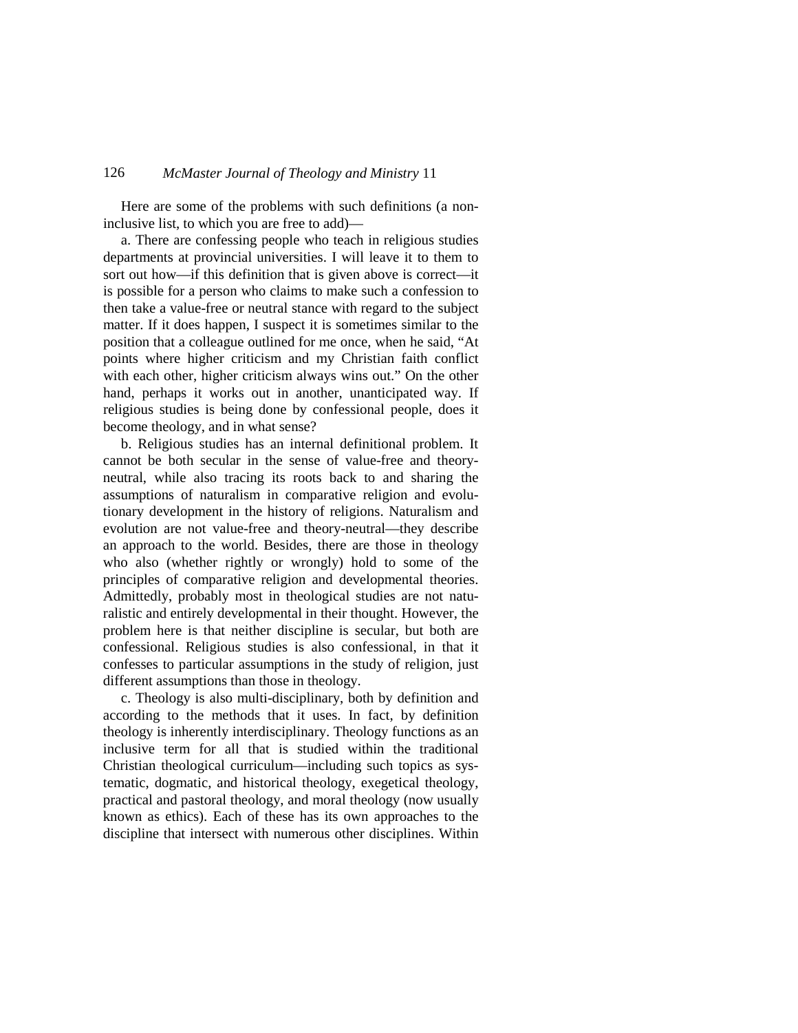Here are some of the problems with such definitions (a non-inclusive list, to which you are free to add)—

a. There are confessing people who teach in religious studies departments at provincial universities. I will leave it to them to sort out how—if this definition that is given above is correct—it is possible for a person who claims to make such a confession to then take a value-free or neutral stance with regard to the subject matter. If it does happen, I suspect it is sometimes similar to the position that a colleague outlined for me once, when he said, "At points where higher criticism and my Christian faith conflict with each other, higher criticism always wins out." On the other hand, perhaps it works out in another, unanticipated way. If religious studies is being done by confessional people, does it become theology, and in what sense?

b. Religious studies has an internal definitional problem. It cannot be both secular in the sense of value-free and theory-neutral, while also tracing its roots back to and sharing the assumptions of naturalism in comparative religion and evolutionary development in the history of religions. Naturalism and evolution are not value-free and theory-neutral—they describe an approach to the world. Besides, there are those in theology who also (whether rightly or wrongly) hold to some of the principles of comparative religion and developmental theories. Admittedly, probably most in theological studies are not naturalistic and entirely developmental in their thought. However, the problem here is that neither discipline is secular, but both are confessional. Religious studies is also confessional, in that it confesses to particular assumptions in the study of religion, just different assumptions than those in theology.

c. Theology is also multi-disciplinary, both by definition and according to the methods that it uses. In fact, by definition theology is inherently interdisciplinary. Theology functions as an inclusive term for all that is studied within the traditional Christian theological curriculum—including such topics as systematic, dogmatic, and historical theology, exegetical theology, practical and pastoral theology, and moral theology (now usually known as ethics). Each of these has its own approaches to the discipline that intersect with numerous other disciplines. Within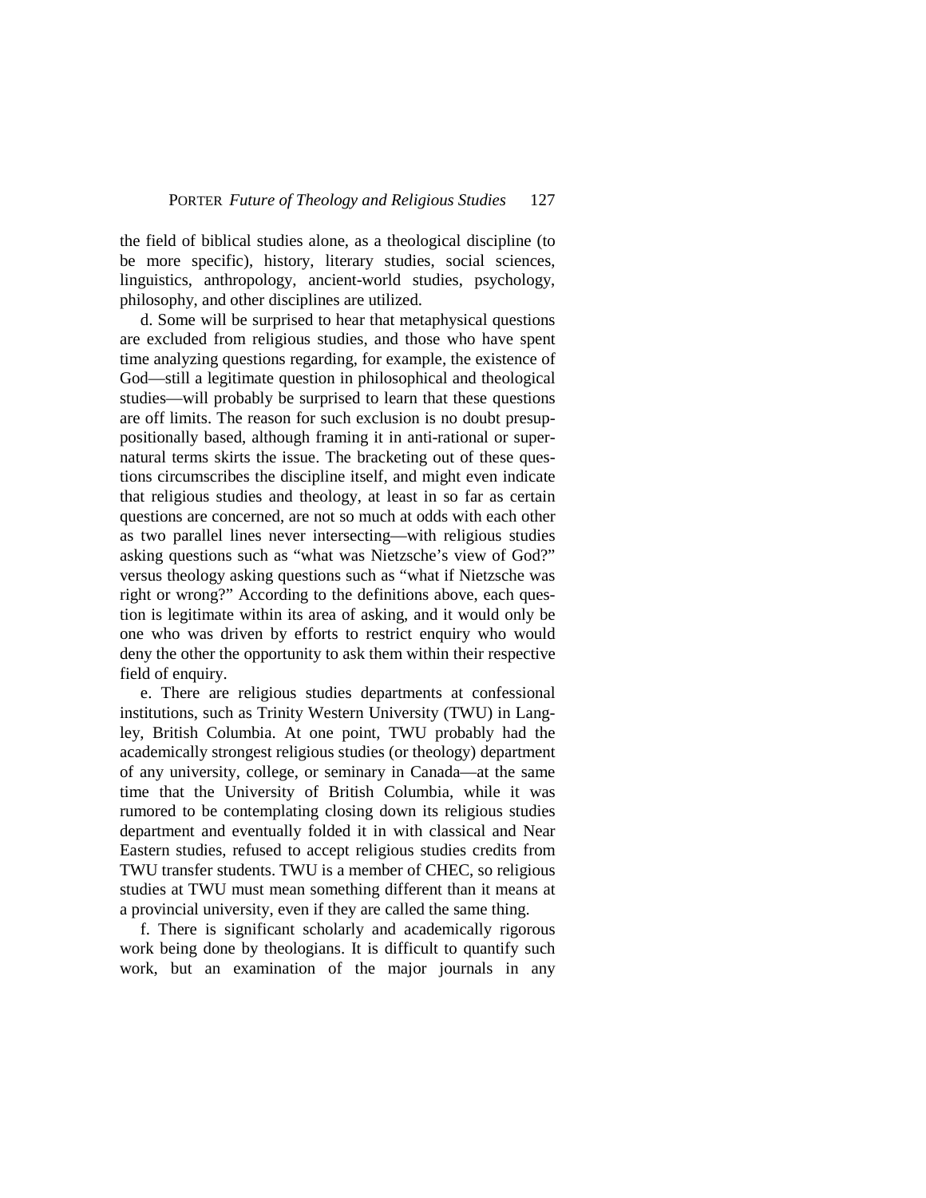the field of biblical studies alone, as a theological discipline (to be more specific), history, literary studies, social sciences, linguistics, anthropology, ancient-world studies, psychology, philosophy, and other disciplines are utilized.

d. Some will be surprised to hear that metaphysical questions are excluded from religious studies, and those who have spent time analyzing questions regarding, for example, the existence of God—still a legitimate question in philosophical and theological studies—will probably be surprised to learn that these questions are off limits. The reason for such exclusion is no doubt presuppositionally based, although framing it in anti-rational or supernatural terms skirts the issue. The bracketing out of these questions circumscribes the discipline itself, and might even indicate that religious studies and theology, at least in so far as certain questions are concerned, are not so much at odds with each other as two parallel lines never intersecting—with religious studies asking questions such as "what was Nietzsche's view of God?" versus theology asking questions such as "what if Nietzsche was right or wrong?" According to the definitions above, each question is legitimate within its area of asking, and it would only be one who was driven by efforts to restrict enquiry who would deny the other the opportunity to ask them within their respective field of enquiry.

e. There are religious studies departments at confessional institutions, such as Trinity Western University (TWU) in Langley, British Columbia. At one point, TWU probably had the academically strongest religious studies (or theology) department of any university, college, or seminary in Canada—at the same time that the University of British Columbia, while it was rumored to be contemplating closing down its religious studies department and eventually folded it in with classical and Near Eastern studies, refused to accept religious studies credits from TWU transfer students. TWU is a member of CHEC, so religious studies at TWU must mean something different than it means at a provincial university, even if they are called the same thing.

f. There is significant scholarly and academically rigorous work being done by theologians. It is difficult to quantify such work, but an examination of the major journals in any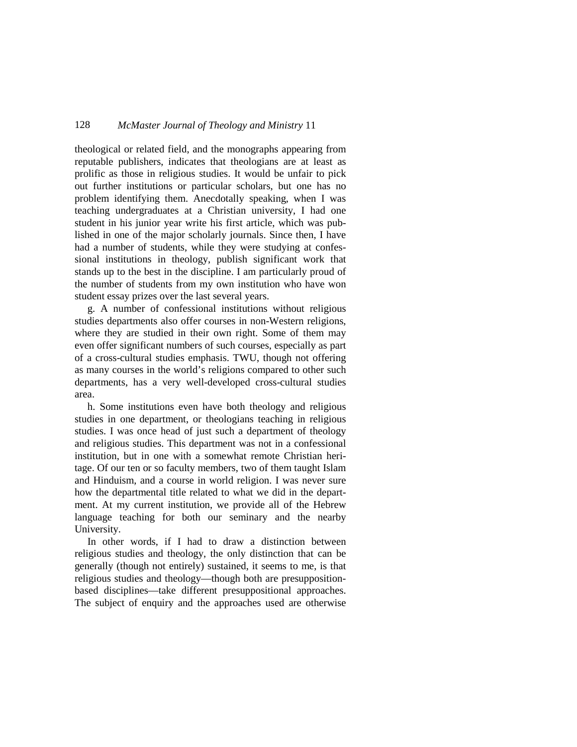theological or related field, and the monographs appearing from reputable publishers, indicates that theologians are at least as prolific as those in religious studies. It would be unfair to pick out further institutions or particular scholars, but one has no problem identifying them. Anecdotally speaking, when I was teaching undergraduates at a Christian university, I had one student in his junior year write his first article, which was published in one of the major scholarly journals. Since then, I have had a number of students, while they were studying at confessional institutions in theology, publish significant work that stands up to the best in the discipline. I am particularly proud of the number of students from my own institution who have won student essay prizes over the last several years.

g. A number of confessional institutions without religious studies departments also offer courses in non-Western religions, where they are studied in their own right. Some of them may even offer significant numbers of such courses, especially as part of a cross-cultural studies emphasis. TWU, though not offering as many courses in the world's religions compared to other such departments, has a very well-developed cross-cultural studies area.

h. Some institutions even have both theology and religious studies in one department, or theologians teaching in religious studies. I was once head of just such a department of theology and religious studies. This department was not in a confessional institution, but in one with a somewhat remote Christian heritage. Of our ten or so faculty members, two of them taught Islam and Hinduism, and a course in world religion. I was never sure how the departmental title related to what we did in the department. At my current institution, we provide all of the Hebrew language teaching for both our seminary and the nearby University.

In other words, if I had to draw a distinction between religious studies and theology, the only distinction that can be generally (though not entirely) sustained, it seems to me, is that religious studies and theology—though both are presupposition-based disciplines—take different presuppositional approaches. The subject of enquiry and the approaches used are otherwise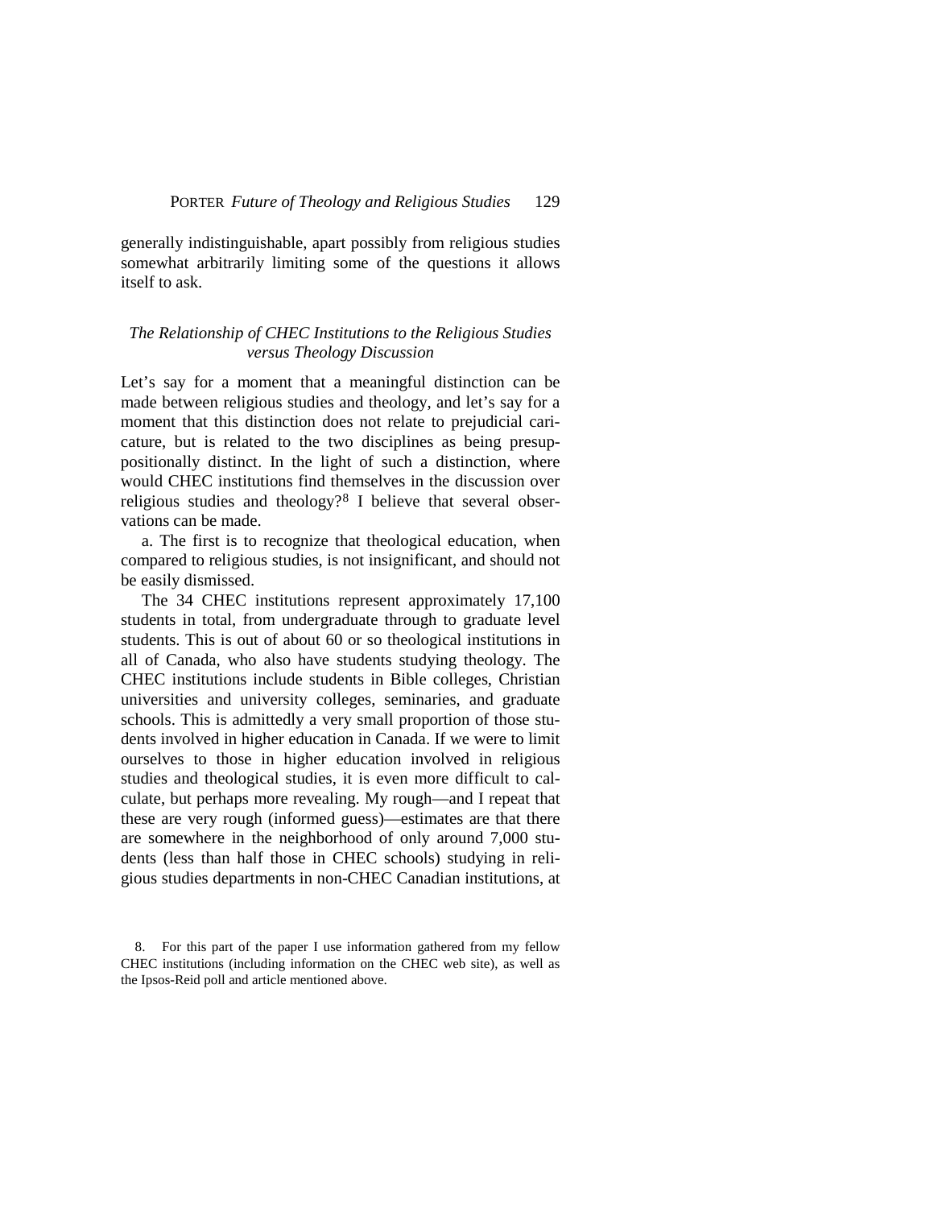generally indistinguishable, apart possibly from religious studies somewhat arbitrarily limiting some of the questions it allows itself to ask.

### *The Relationship of CHEC Institutions to the Religious Studies versus Theology Discussion*

Let's say for a moment that a meaningful distinction can be made between religious studies and theology, and let's say for a moment that this distinction does not relate to prejudicial caricature, but is related to the two disciplines as being presuppositionally distinct. In the light of such a distinction, where would CHEC institutions find themselves in the discussion over religious studies and theology?[8] I believe that several observations can be made.

a. The first is to recognize that theological education, when compared to religious studies, is not insignificant, and should not be easily dismissed.

The 34 CHEC institutions represent approximately 17,100 students in total, from undergraduate through to graduate level students. This is out of about 60 or so theological institutions in all of Canada, who also have students studying theology. The CHEC institutions include students in Bible colleges, Christian universities and university colleges, seminaries, and graduate schools. This is admittedly a very small proportion of those students involved in higher education in Canada. If we were to limit ourselves to those in higher education involved in religious studies and theological studies, it is even more difficult to calculate, but perhaps more revealing. My rough—and I repeat that these are very rough (informed guess)—estimates are that there are somewhere in the neighborhood of only around 7,000 students (less than half those in CHEC schools) studying in religious studies departments in non-CHEC Canadian institutions, at

8. For this part of the paper I use information gathered from my fellow CHEC institutions (including information on the CHEC web site), as well as the Ipsos-Reid poll and article mentioned above.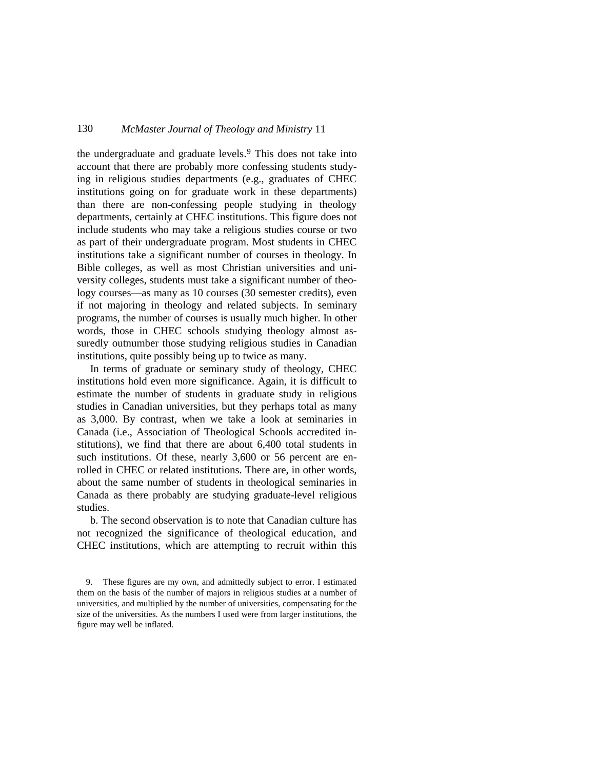the undergraduate and graduate levels.[9] This does not take into account that there are probably more confessing students studying in religious studies departments (e.g., graduates of CHEC institutions going on for graduate work in these departments) than there are non-confessing people studying in theology departments, certainly at CHEC institutions. This figure does not include students who may take a religious studies course or two as part of their undergraduate program. Most students in CHEC institutions take a significant number of courses in theology. In Bible colleges, as well as most Christian universities and university colleges, students must take a significant number of theology courses—as many as 10 courses (30 semester credits), even if not majoring in theology and related subjects. In seminary programs, the number of courses is usually much higher. In other words, those in CHEC schools studying theology almost assuredly outnumber those studying religious studies in Canadian institutions, quite possibly being up to twice as many.

In terms of graduate or seminary study of theology, CHEC institutions hold even more significance. Again, it is difficult to estimate the number of students in graduate study in religious studies in Canadian universities, but they perhaps total as many as 3,000. By contrast, when we take a look at seminaries in Canada (i.e., Association of Theological Schools accredited institutions), we find that there are about 6,400 total students in such institutions. Of these, nearly 3,600 or 56 percent are enrolled in CHEC or related institutions. There are, in other words, about the same number of students in theological seminaries in Canada as there probably are studying graduate-level religious studies.

b. The second observation is to note that Canadian culture has not recognized the significance of theological education, and CHEC institutions, which are attempting to recruit within this

9. These figures are my own, and admittedly subject to error. I estimated them on the basis of the number of majors in religious studies at a number of universities, and multiplied by the number of universities, compensating for the size of the universities. As the numbers I used were from larger institutions, the figure may well be inflated.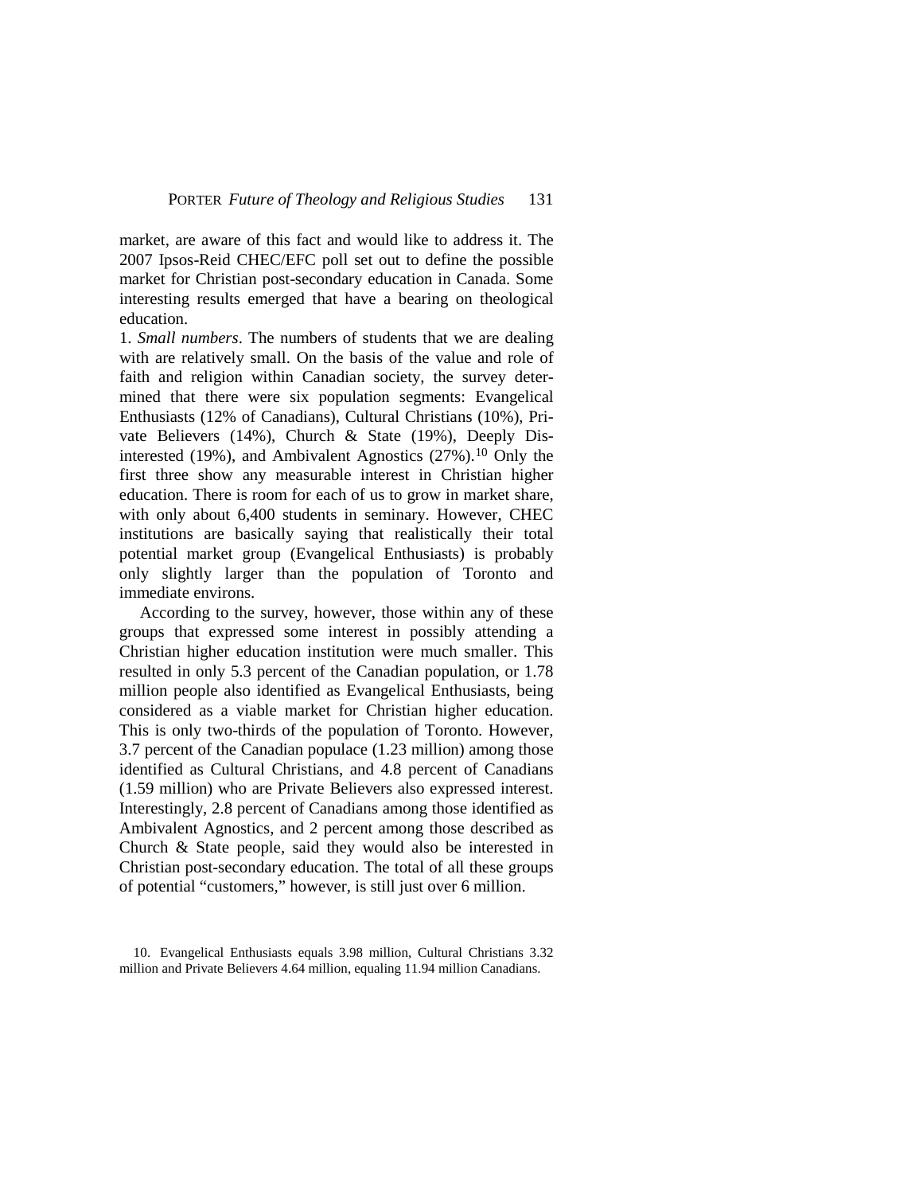market, are aware of this fact and would like to address it. The 2007 Ipsos-Reid CHEC/EFC poll set out to define the possible market for Christian post-secondary education in Canada. Some interesting results emerged that have a bearing on theological education.

1. *Small numbers*. The numbers of students that we are dealing with are relatively small. On the basis of the value and role of faith and religion within Canadian society, the survey determined that there were six population segments: Evangelical Enthusiasts (12% of Canadians), Cultural Christians (10%), Private Believers (14%), Church & State (19%), Deeply Disinterested (19%), and Ambivalent Agnostics (27%).[10] Only the first three show any measurable interest in Christian higher education. There is room for each of us to grow in market share, with only about 6,400 students in seminary. However, CHEC institutions are basically saying that realistically their total potential market group (Evangelical Enthusiasts) is probably only slightly larger than the population of Toronto and immediate environs.

According to the survey, however, those within any of these groups that expressed some interest in possibly attending a Christian higher education institution were much smaller. This resulted in only 5.3 percent of the Canadian population, or 1.78 million people also identified as Evangelical Enthusiasts, being considered as a viable market for Christian higher education. This is only two-thirds of the population of Toronto. However, 3.7 percent of the Canadian populace (1.23 million) among those identified as Cultural Christians, and 4.8 percent of Canadians (1.59 million) who are Private Believers also expressed interest. Interestingly, 2.8 percent of Canadians among those identified as Ambivalent Agnostics, and 2 percent among those described as Church & State people, said they would also be interested in Christian post-secondary education. The total of all these groups of potential "customers," however, is still just over 6 million.

10. Evangelical Enthusiasts equals 3.98 million, Cultural Christians 3.32 million and Private Believers 4.64 million, equaling 11.94 million Canadians.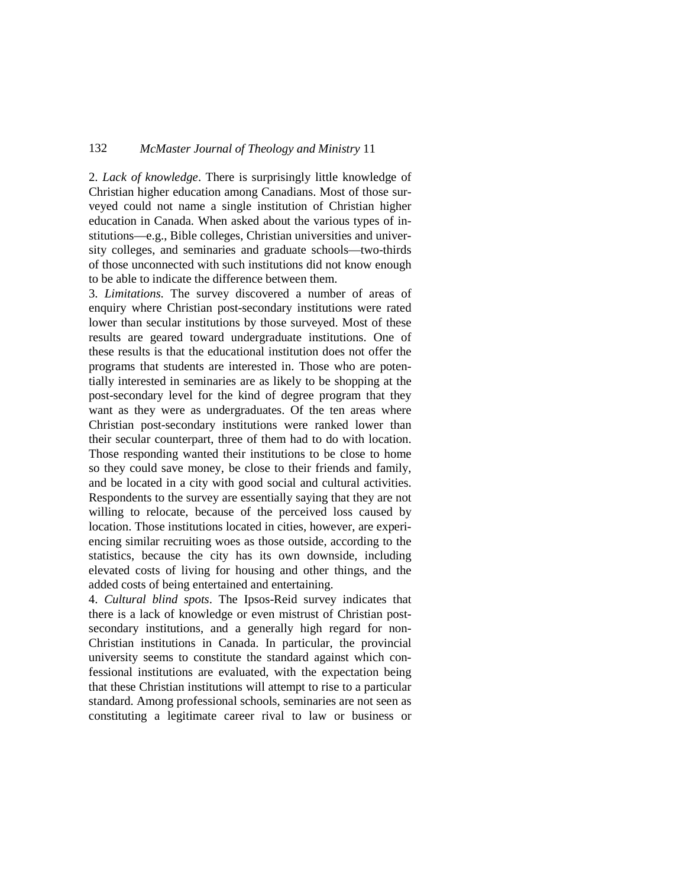2. *Lack of knowledge*. There is surprisingly little knowledge of Christian higher education among Canadians. Most of those surveyed could not name a single institution of Christian higher education in Canada. When asked about the various types of institutions—e.g., Bible colleges, Christian universities and university colleges, and seminaries and graduate schools—two-thirds of those unconnected with such institutions did not know enough to be able to indicate the difference between them.

3. *Limitations.* The survey discovered a number of areas of enquiry where Christian post-secondary institutions were rated lower than secular institutions by those surveyed. Most of these results are geared toward undergraduate institutions. One of these results is that the educational institution does not offer the programs that students are interested in. Those who are potentially interested in seminaries are as likely to be shopping at the post-secondary level for the kind of degree program that they want as they were as undergraduates. Of the ten areas where Christian post-secondary institutions were ranked lower than their secular counterpart, three of them had to do with location. Those responding wanted their institutions to be close to home so they could save money, be close to their friends and family, and be located in a city with good social and cultural activities. Respondents to the survey are essentially saying that they are not willing to relocate, because of the perceived loss caused by location. Those institutions located in cities, however, are experiencing similar recruiting woes as those outside, according to the statistics, because the city has its own downside, including elevated costs of living for housing and other things, and the added costs of being entertained and entertaining.

4. *Cultural blind spots*. The Ipsos-Reid survey indicates that there is a lack of knowledge or even mistrust of Christian post-secondary institutions, and a generally high regard for non-Christian institutions in Canada. In particular, the provincial university seems to constitute the standard against which confessional institutions are evaluated, with the expectation being that these Christian institutions will attempt to rise to a particular standard. Among professional schools, seminaries are not seen as constituting a legitimate career rival to law or business or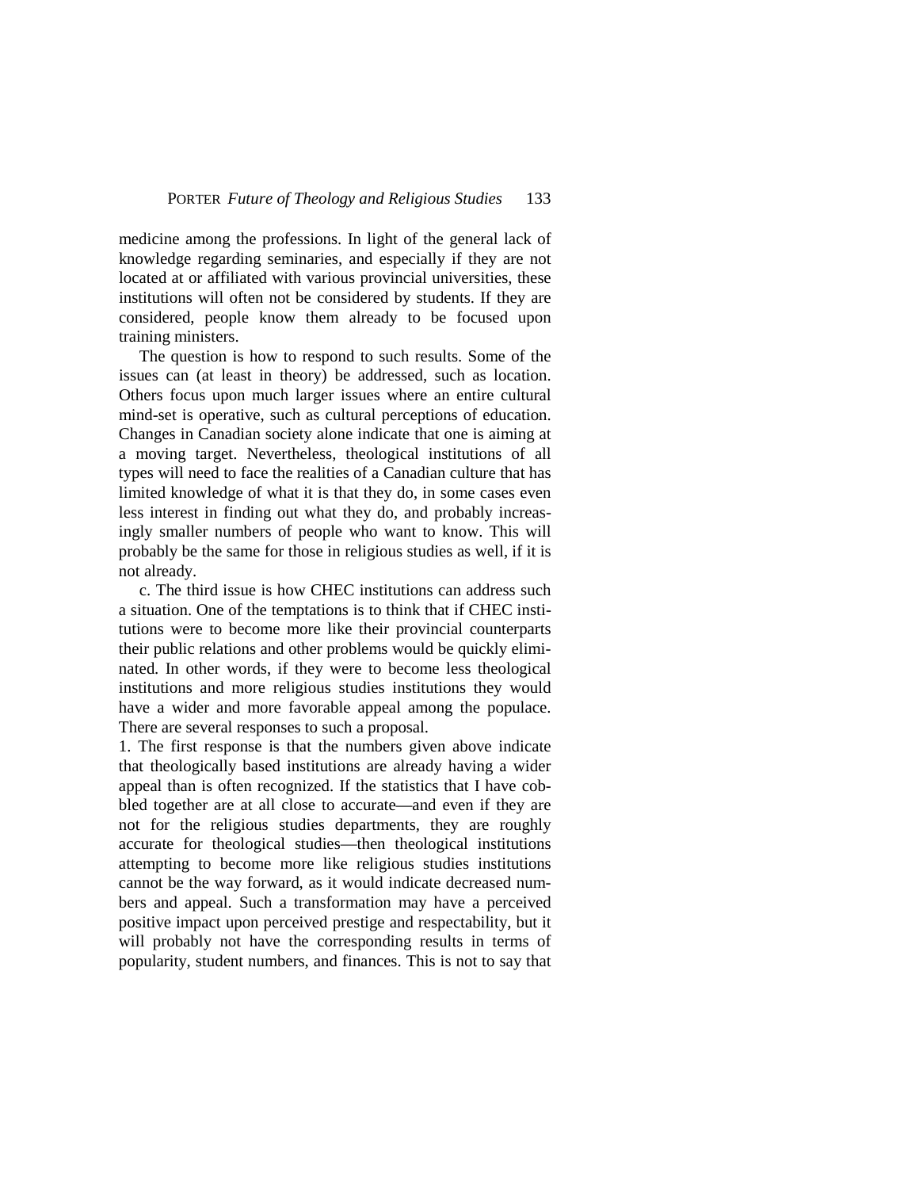medicine among the professions. In light of the general lack of knowledge regarding seminaries, and especially if they are not located at or affiliated with various provincial universities, these institutions will often not be considered by students. If they are considered, people know them already to be focused upon training ministers.

The question is how to respond to such results. Some of the issues can (at least in theory) be addressed, such as location. Others focus upon much larger issues where an entire cultural mind-set is operative, such as cultural perceptions of education. Changes in Canadian society alone indicate that one is aiming at a moving target. Nevertheless, theological institutions of all types will need to face the realities of a Canadian culture that has limited knowledge of what it is that they do, in some cases even less interest in finding out what they do, and probably increasingly smaller numbers of people who want to know. This will probably be the same for those in religious studies as well, if it is not already.

c. The third issue is how CHEC institutions can address such a situation. One of the temptations is to think that if CHEC institutions were to become more like their provincial counterparts their public relations and other problems would be quickly eliminated. In other words, if they were to become less theological institutions and more religious studies institutions they would have a wider and more favorable appeal among the populace. There are several responses to such a proposal.

1. The first response is that the numbers given above indicate that theologically based institutions are already having a wider appeal than is often recognized. If the statistics that I have cobbled together are at all close to accurate—and even if they are not for the religious studies departments, they are roughly accurate for theological studies—then theological institutions attempting to become more like religious studies institutions cannot be the way forward, as it would indicate decreased numbers and appeal. Such a transformation may have a perceived positive impact upon perceived prestige and respectability, but it will probably not have the corresponding results in terms of popularity, student numbers, and finances. This is not to say that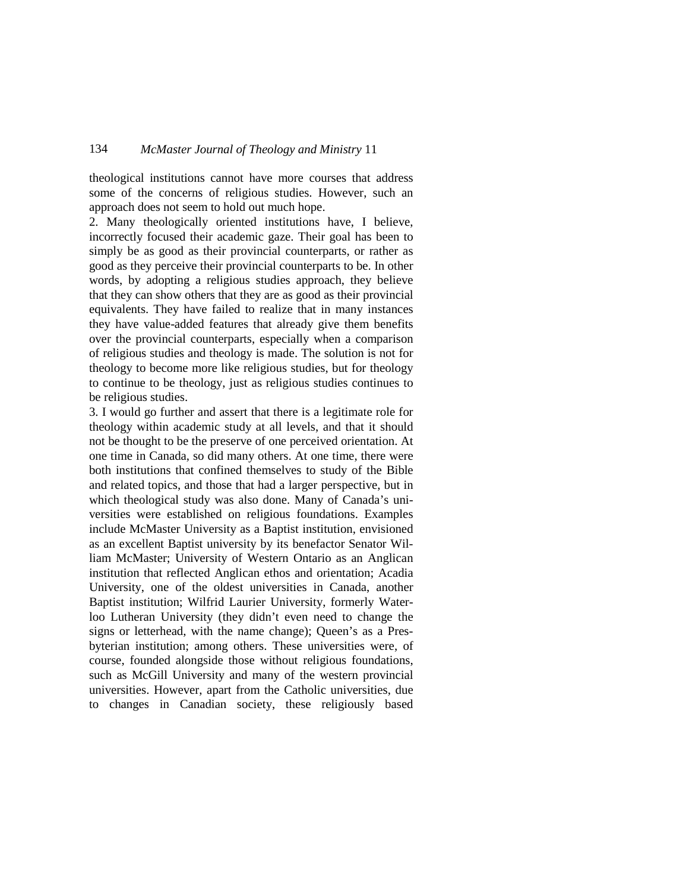theological institutions cannot have more courses that address some of the concerns of religious studies. However, such an approach does not seem to hold out much hope.

2. Many theologically oriented institutions have, I believe, incorrectly focused their academic gaze. Their goal has been to simply be as good as their provincial counterparts, or rather as good as they perceive their provincial counterparts to be. In other words, by adopting a religious studies approach, they believe that they can show others that they are as good as their provincial equivalents. They have failed to realize that in many instances they have value-added features that already give them benefits over the provincial counterparts, especially when a comparison of religious studies and theology is made. The solution is not for theology to become more like religious studies, but for theology to continue to be theology, just as religious studies continues to be religious studies.

3. I would go further and assert that there is a legitimate role for theology within academic study at all levels, and that it should not be thought to be the preserve of one perceived orientation. At one time in Canada, so did many others. At one time, there were both institutions that confined themselves to study of the Bible and related topics, and those that had a larger perspective, but in which theological study was also done. Many of Canada's universities were established on religious foundations. Examples include McMaster University as a Baptist institution, envisioned as an excellent Baptist university by its benefactor Senator William McMaster; University of Western Ontario as an Anglican institution that reflected Anglican ethos and orientation; Acadia University, one of the oldest universities in Canada, another Baptist institution; Wilfrid Laurier University, formerly Waterloo Lutheran University (they didn't even need to change the signs or letterhead, with the name change); Queen's as a Presbyterian institution; among others. These universities were, of course, founded alongside those without religious foundations, such as McGill University and many of the western provincial universities. However, apart from the Catholic universities, due to changes in Canadian society, these religiously based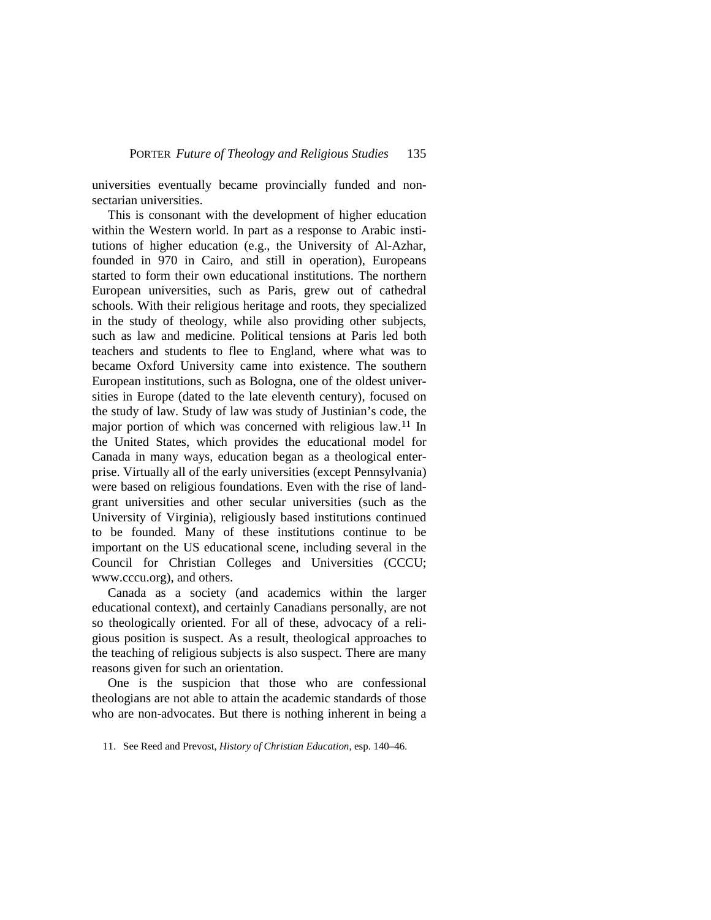universities eventually became provincially funded and non-sectarian universities.

This is consonant with the development of higher education within the Western world. In part as a response to Arabic institutions of higher education (e.g., the University of Al-Azhar, founded in 970 in Cairo, and still in operation), Europeans started to form their own educational institutions. The northern European universities, such as Paris, grew out of cathedral schools. With their religious heritage and roots, they specialized in the study of theology, while also providing other subjects, such as law and medicine. Political tensions at Paris led both teachers and students to flee to England, where what was to became Oxford University came into existence. The southern European institutions, such as Bologna, one of the oldest universities in Europe (dated to the late eleventh century), focused on the study of law. Study of law was study of Justinian's code, the major portion of which was concerned with religious law.[11] In the United States, which provides the educational model for Canada in many ways, education began as a theological enterprise. Virtually all of the early universities (except Pennsylvania) were based on religious foundations. Even with the rise of land-grant universities and other secular universities (such as the University of Virginia), religiously based institutions continued to be founded. Many of these institutions continue to be important on the US educational scene, including several in the Council for Christian Colleges and Universities (CCCU; www.cccu.org), and others.

Canada as a society (and academics within the larger educational context), and certainly Canadians personally, are not so theologically oriented. For all of these, advocacy of a religious position is suspect. As a result, theological approaches to the teaching of religious subjects is also suspect. There are many reasons given for such an orientation.

One is the suspicion that those who are confessional theologians are not able to attain the academic standards of those who are non-advocates. But there is nothing inherent in being a

11. See Reed and Prevost, *History of Christian Education*, esp. 140–46.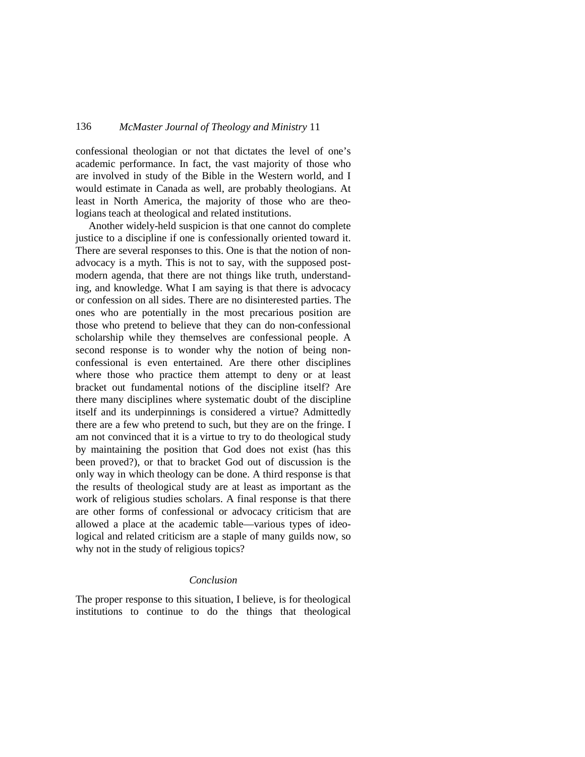confessional theologian or not that dictates the level of one's academic performance. In fact, the vast majority of those who are involved in study of the Bible in the Western world, and I would estimate in Canada as well, are probably theologians. At least in North America, the majority of those who are theologians teach at theological and related institutions.

Another widely-held suspicion is that one cannot do complete justice to a discipline if one is confessionally oriented toward it. There are several responses to this. One is that the notion of non-advocacy is a myth. This is not to say, with the supposed post-modern agenda, that there are not things like truth, understanding, and knowledge. What I am saying is that there is advocacy or confession on all sides. There are no disinterested parties. The ones who are potentially in the most precarious position are those who pretend to believe that they can do non-confessional scholarship while they themselves are confessional people. A second response is to wonder why the notion of being non-confessional is even entertained. Are there other disciplines where those who practice them attempt to deny or at least bracket out fundamental notions of the discipline itself? Are there many disciplines where systematic doubt of the discipline itself and its underpinnings is considered a virtue? Admittedly there are a few who pretend to such, but they are on the fringe. I am not convinced that it is a virtue to try to do theological study by maintaining the position that God does not exist (has this been proved?), or that to bracket God out of discussion is the only way in which theology can be done. A third response is that the results of theological study are at least as important as the work of religious studies scholars. A final response is that there are other forms of confessional or advocacy criticism that are allowed a place at the academic table—various types of ideological and related criticism are a staple of many guilds now, so why not in the study of religious topics?

## *Conclusion*

The proper response to this situation, I believe, is for theological institutions to continue to do the things that theological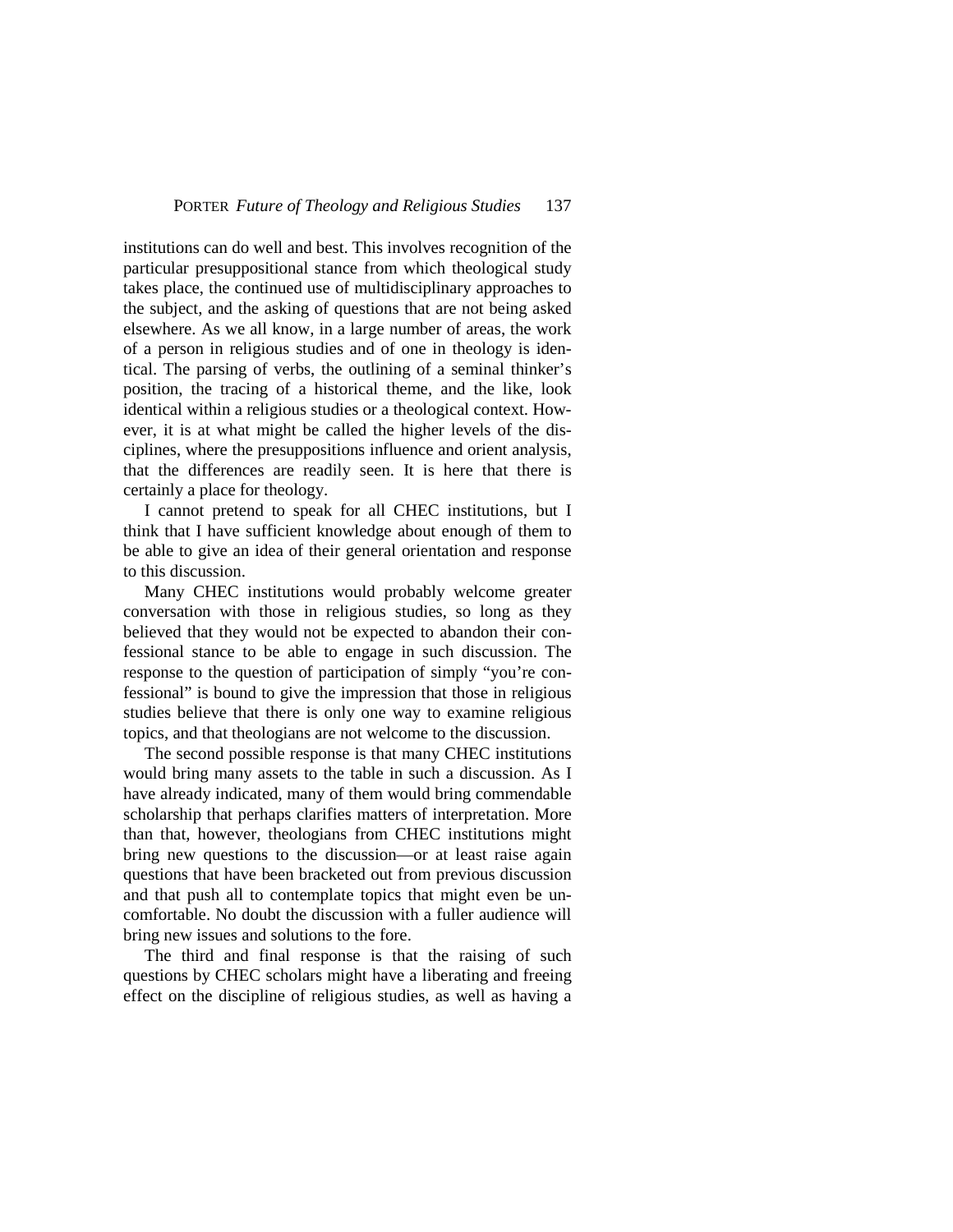institutions can do well and best. This involves recognition of the particular presuppositional stance from which theological study takes place, the continued use of multidisciplinary approaches to the subject, and the asking of questions that are not being asked elsewhere. As we all know, in a large number of areas, the work of a person in religious studies and of one in theology is identical. The parsing of verbs, the outlining of a seminal thinker's position, the tracing of a historical theme, and the like, look identical within a religious studies or a theological context. However, it is at what might be called the higher levels of the disciplines, where the presuppositions influence and orient analysis, that the differences are readily seen. It is here that there is certainly a place for theology.

I cannot pretend to speak for all CHEC institutions, but I think that I have sufficient knowledge about enough of them to be able to give an idea of their general orientation and response to this discussion.

Many CHEC institutions would probably welcome greater conversation with those in religious studies, so long as they believed that they would not be expected to abandon their confessional stance to be able to engage in such discussion. The response to the question of participation of simply "you're confessional" is bound to give the impression that those in religious studies believe that there is only one way to examine religious topics, and that theologians are not welcome to the discussion.

The second possible response is that many CHEC institutions would bring many assets to the table in such a discussion. As I have already indicated, many of them would bring commendable scholarship that perhaps clarifies matters of interpretation. More than that, however, theologians from CHEC institutions might bring new questions to the discussion—or at least raise again questions that have been bracketed out from previous discussion and that push all to contemplate topics that might even be uncomfortable. No doubt the discussion with a fuller audience will bring new issues and solutions to the fore.

The third and final response is that the raising of such questions by CHEC scholars might have a liberating and freeing effect on the discipline of religious studies, as well as having a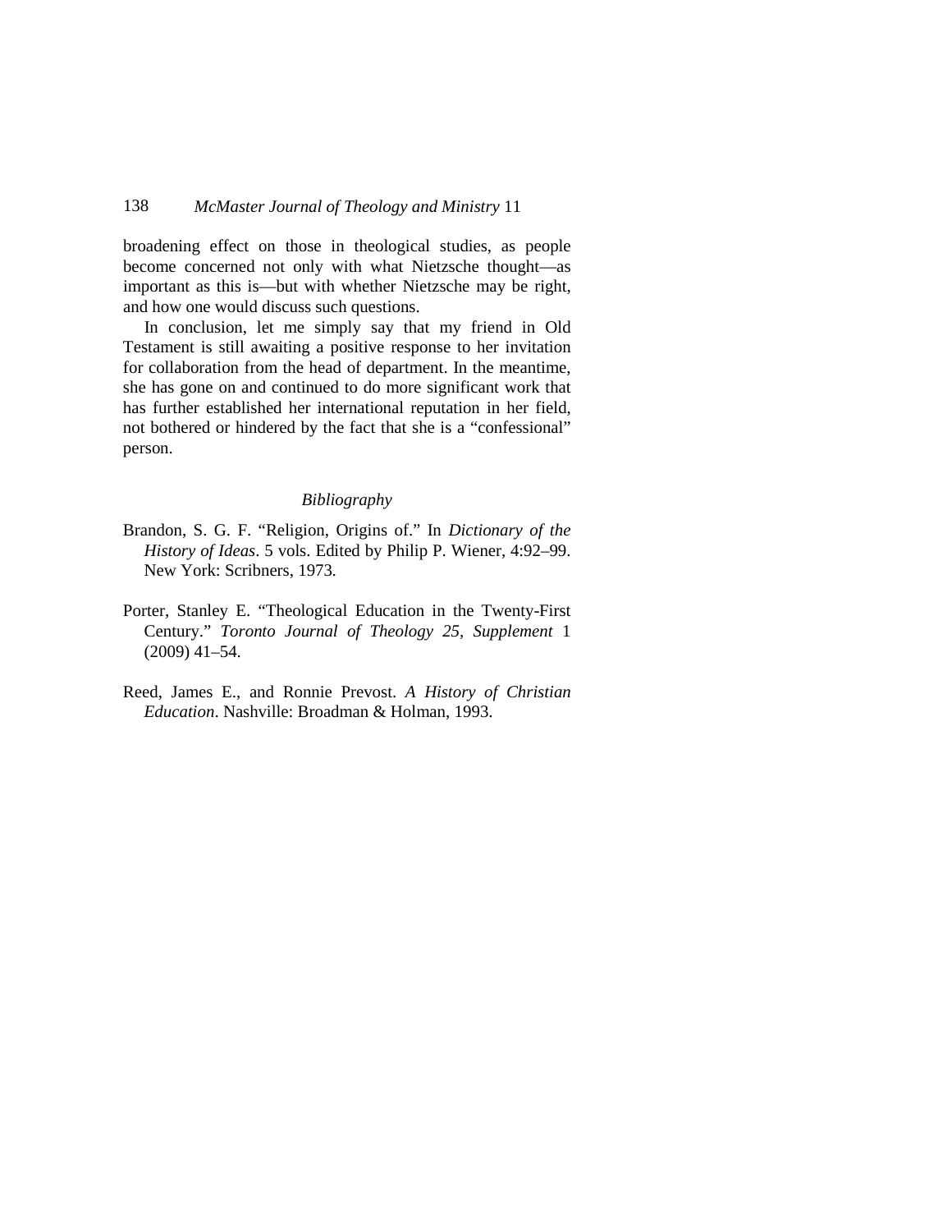broadening effect on those in theological studies, as people become concerned not only with what Nietzsche thought—as important as this is—but with whether Nietzsche may be right, and how one would discuss such questions.

In conclusion, let me simply say that my friend in Old Testament is still awaiting a positive response to her invitation for collaboration from the head of department. In the meantime, she has gone on and continued to do more significant work that has further established her international reputation in her field, not bothered or hindered by the fact that she is a "confessional" person.

## *Bibliography*

Brandon, S. G. F. "Religion, Origins of." In *Dictionary of the History of Ideas*. 5 vols. Edited by Philip P. Wiener, 4:92–99. New York: Scribners, 1973.

Porter, Stanley E. "Theological Education in the Twenty-First Century." *Toronto Journal of Theology 25, Supplement* 1 (2009) 41–54.

Reed, James E., and Ronnie Prevost. *A History of Christian Education*. Nashville: Broadman & Holman, 1993.